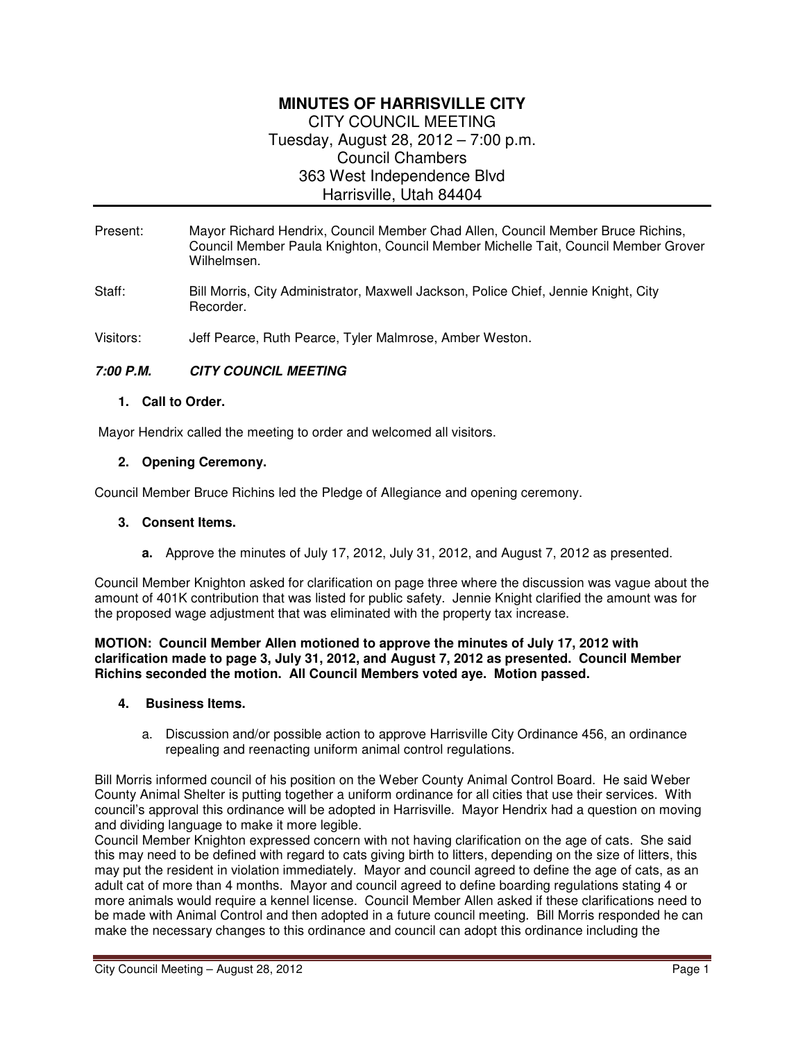# MINUTES OF HARRISVILLE CITY

CITY COUNCIL MEETING
Tuesday, August 28, 2012 – 7:00 p.m.
Council Chambers
363 West Independence Blvd
Harrisville, Utah 84404

Present: Mayor Richard Hendrix, Council Member Chad Allen, Council Member Bruce Richins, Council Member Paula Knighton, Council Member Michelle Tait, Council Member Grover Wilhelmsen.

Staff: Bill Morris, City Administrator, Maxwell Jackson, Police Chief, Jennie Knight, City Recorder.

Visitors: Jeff Pearce, Ruth Pearce, Tyler Malmrose, Amber Weston.

***7:00 P.M. CITY COUNCIL MEETING***

**1. Call to Order.**

Mayor Hendrix called the meeting to order and welcomed all visitors.

**2. Opening Ceremony.**

Council Member Bruce Richins led the Pledge of Allegiance and opening ceremony.

**3. Consent Items.**

**a.** Approve the minutes of July 17, 2012, July 31, 2012, and August 7, 2012 as presented.

Council Member Knighton asked for clarification on page three where the discussion was vague about the amount of 401K contribution that was listed for public safety. Jennie Knight clarified the amount was for the proposed wage adjustment that was eliminated with the property tax increase.

**MOTION: Council Member Allen motioned to approve the minutes of July 17, 2012 with clarification made to page 3, July 31, 2012, and August 7, 2012 as presented. Council Member Richins seconded the motion. All Council Members voted aye. Motion passed.**

**4. Business Items.**

a. Discussion and/or possible action to approve Harrisville City Ordinance 456, an ordinance repealing and reenacting uniform animal control regulations.

Bill Morris informed council of his position on the Weber County Animal Control Board. He said Weber County Animal Shelter is putting together a uniform ordinance for all cities that use their services. With council's approval this ordinance will be adopted in Harrisville. Mayor Hendrix had a question on moving and dividing language to make it more legible.
Council Member Knighton expressed concern with not having clarification on the age of cats. She said this may need to be defined with regard to cats giving birth to litters, depending on the size of litters, this may put the resident in violation immediately. Mayor and council agreed to define the age of cats, as an adult cat of more than 4 months. Mayor and council agreed to define boarding regulations stating 4 or more animals would require a kennel license. Council Member Allen asked if these clarifications need to be made with Animal Control and then adopted in a future council meeting. Bill Morris responded he can make the necessary changes to this ordinance and council can adopt this ordinance including the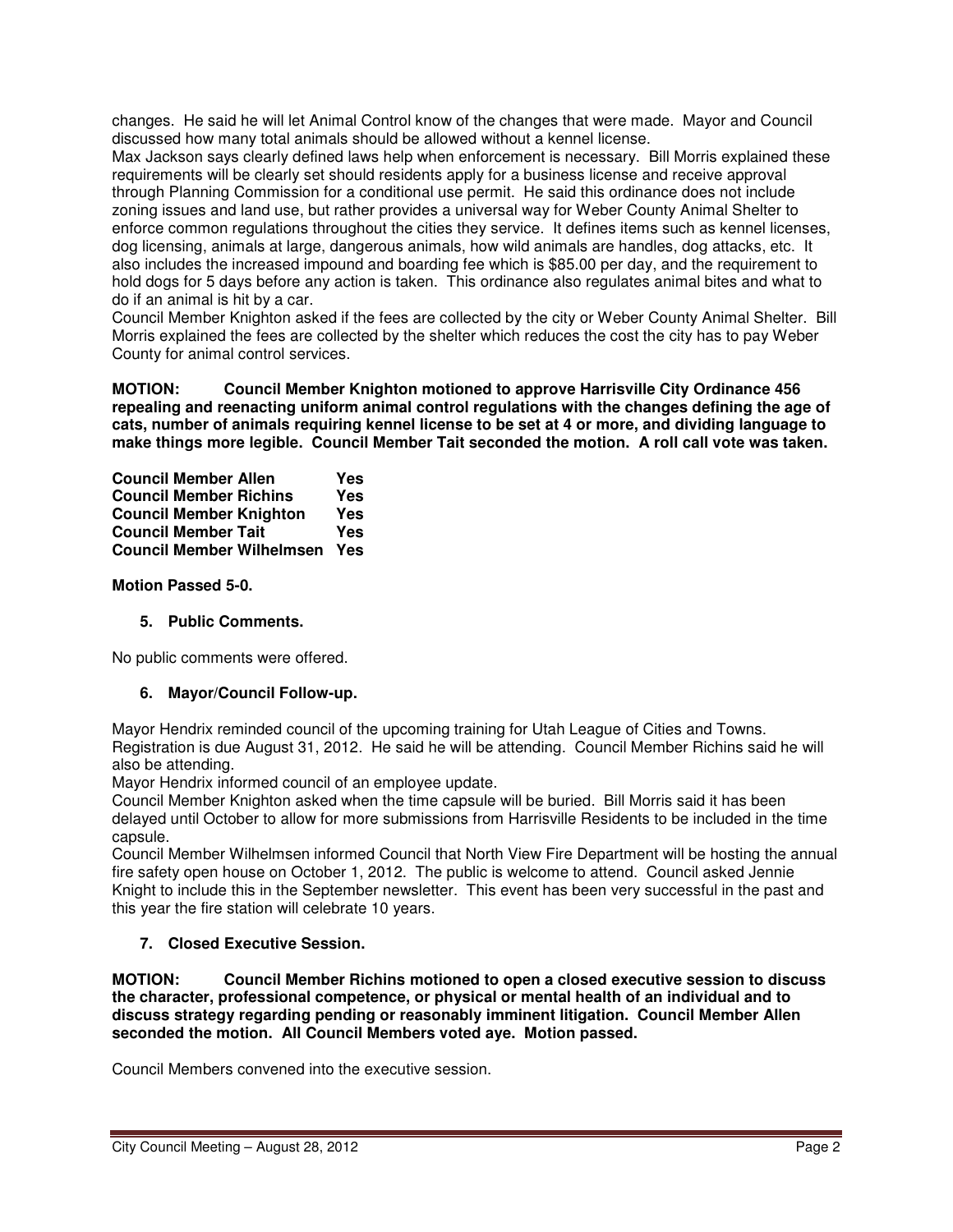changes. He said he will let Animal Control know of the changes that were made. Mayor and Council discussed how many total animals should be allowed without a kennel license.

Max Jackson says clearly defined laws help when enforcement is necessary. Bill Morris explained these requirements will be clearly set should residents apply for a business license and receive approval through Planning Commission for a conditional use permit. He said this ordinance does not include zoning issues and land use, but rather provides a universal way for Weber County Animal Shelter to enforce common regulations throughout the cities they service. It defines items such as kennel licenses, dog licensing, animals at large, dangerous animals, how wild animals are handles, dog attacks, etc. It also includes the increased impound and boarding fee which is $85.00 per day, and the requirement to hold dogs for 5 days before any action is taken. This ordinance also regulates animal bites and what to do if an animal is hit by a car.

Council Member Knighton asked if the fees are collected by the city or Weber County Animal Shelter. Bill Morris explained the fees are collected by the shelter which reduces the cost the city has to pay Weber County for animal control services.

**MOTION: Council Member Knighton motioned to approve Harrisville City Ordinance 456 repealing and reenacting uniform animal control regulations with the changes defining the age of cats, number of animals requiring kennel license to be set at 4 or more, and dividing language to make things more legible. Council Member Tait seconded the motion. A roll call vote was taken.**

| | |
|---|---|
| **Council Member Allen** | **Yes** |
| **Council Member Richins** | **Yes** |
| **Council Member Knighton** | **Yes** |
| **Council Member Tait** | **Yes** |
| **Council Member Wilhelmsen** | **Yes** |

**Motion Passed 5-0.**

### 5. Public Comments.

No public comments were offered.

### 6. Mayor/Council Follow-up.

Mayor Hendrix reminded council of the upcoming training for Utah League of Cities and Towns. Registration is due August 31, 2012. He said he will be attending. Council Member Richins said he will also be attending.

Mayor Hendrix informed council of an employee update.

Council Member Knighton asked when the time capsule will be buried. Bill Morris said it has been delayed until October to allow for more submissions from Harrisville Residents to be included in the time capsule.

Council Member Wilhelmsen informed Council that North View Fire Department will be hosting the annual fire safety open house on October 1, 2012. The public is welcome to attend. Council asked Jennie Knight to include this in the September newsletter. This event has been very successful in the past and this year the fire station will celebrate 10 years.

### 7. Closed Executive Session.

**MOTION: Council Member Richins motioned to open a closed executive session to discuss the character, professional competence, or physical or mental health of an individual and to discuss strategy regarding pending or reasonably imminent litigation. Council Member Allen seconded the motion. All Council Members voted aye. Motion passed.**

Council Members convened into the executive session.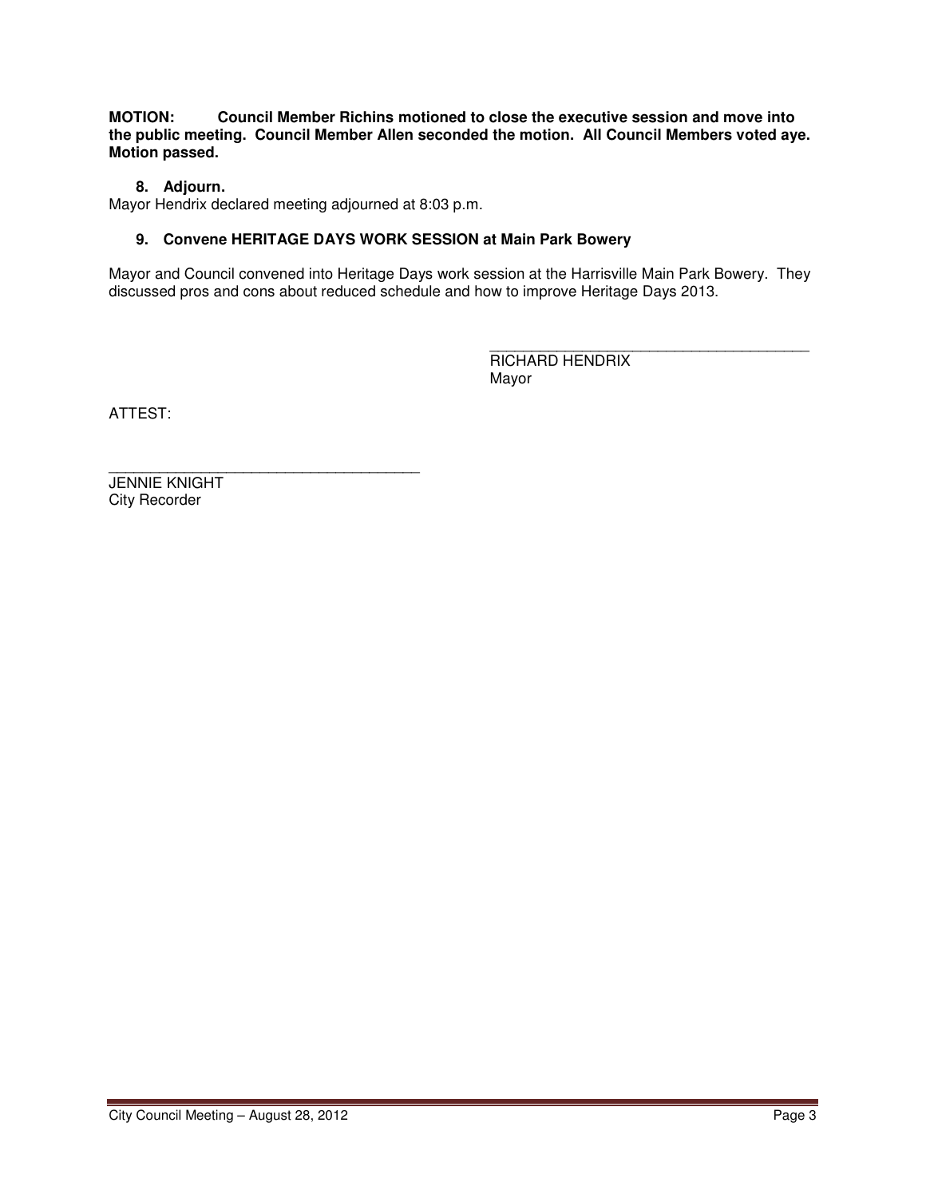**MOTION: Council Member Richins motioned to close the executive session and move into the public meeting. Council Member Allen seconded the motion. All Council Members voted aye. Motion passed.**

**8. Adjourn.**

Mayor Hendrix declared meeting adjourned at 8:03 p.m.

**9. Convene HERITAGE DAYS WORK SESSION at Main Park Bowery**

Mayor and Council convened into Heritage Days work session at the Harrisville Main Park Bowery. They discussed pros and cons about reduced schedule and how to improve Heritage Days 2013.

\_\_\_\_\_\_\_\_\_\_\_\_\_\_\_\_\_\_\_\_\_\_\_\_\_\_\_\_\_\_\_\_\_\_\_\_\_\_\_\_

RICHARD HENDRIX
Mayor

ATTEST:

\_\_\_\_\_\_\_\_\_\_\_\_\_\_\_\_\_\_\_\_\_\_\_\_\_\_\_\_\_\_\_\_\_\_\_\_\_\_\_\_

JENNIE KNIGHT
City Recorder